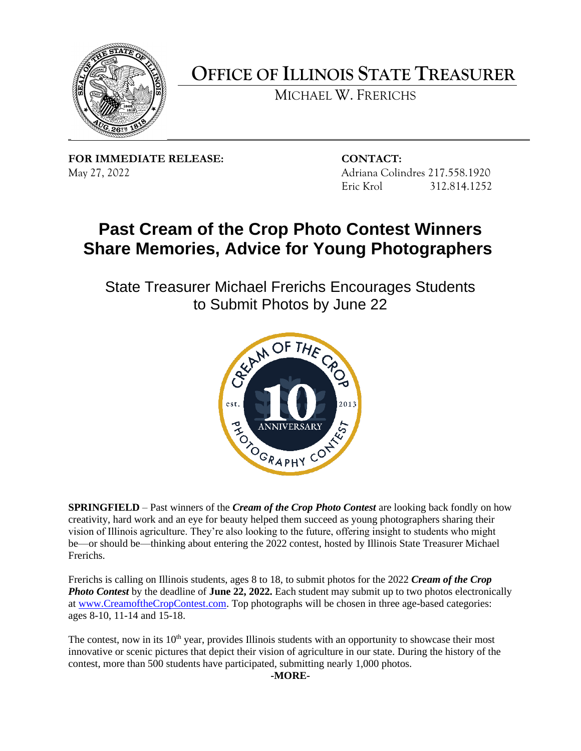# OFFICE OF ILLINOIS STATE TREASURER

MICHAEL W. FRERICHS

**FOR IMMEDIATE RELEASE:**
May 27, 2022

**CONTACT:**
Adriana Colindres 217.558.1920
Eric Krol 312.814.1252

# Past Cream of the Crop Photo Contest Winners Share Memories, Advice for Young Photographers

## State Treasurer Michael Frerichs Encourages Students to Submit Photos by June 22

**SPRINGFIELD** – Past winners of the ***Cream of the Crop Photo Contest*** are looking back fondly on how creativity, hard work and an eye for beauty helped them succeed as young photographers sharing their vision of Illinois agriculture. They're also looking to the future, offering insight to students who might be—or should be—thinking about entering the 2022 contest, hosted by Illinois State Treasurer Michael Frerichs.

Frerichs is calling on Illinois students, ages 8 to 18, to submit photos for the 2022 ***Cream of the Crop Photo Contest*** by the deadline of **June 22, 2022.** Each student may submit up to two photos electronically at www.CreamoftheCropContest.com. Top photographs will be chosen in three age-based categories: ages 8-10, 11-14 and 15-18.

The contest, now in its 10th year, provides Illinois students with an opportunity to showcase their most innovative or scenic pictures that depict their vision of agriculture in our state. During the history of the contest, more than 500 students have participated, submitting nearly 1,000 photos.

**-MORE-**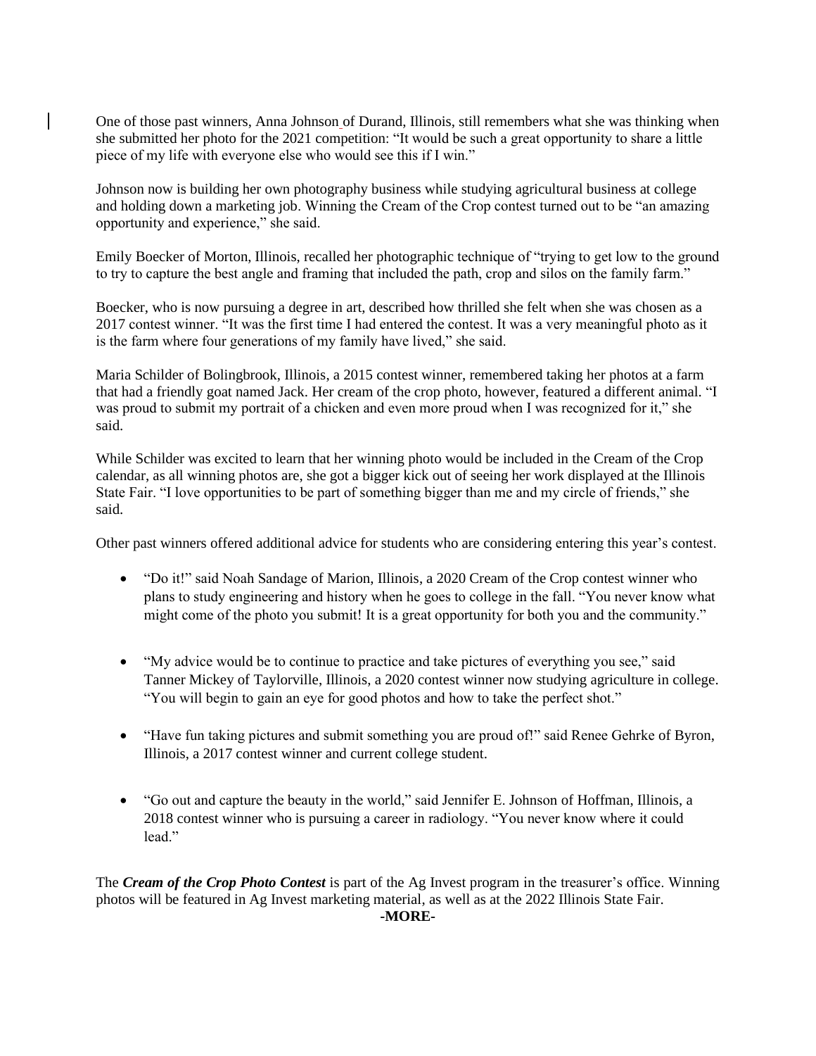One of those past winners, Anna Johnson of Durand, Illinois, still remembers what she was thinking when she submitted her photo for the 2021 competition: "It would be such a great opportunity to share a little piece of my life with everyone else who would see this if I win."

Johnson now is building her own photography business while studying agricultural business at college and holding down a marketing job. Winning the Cream of the Crop contest turned out to be "an amazing opportunity and experience," she said.

Emily Boecker of Morton, Illinois, recalled her photographic technique of "trying to get low to the ground to try to capture the best angle and framing that included the path, crop and silos on the family farm."

Boecker, who is now pursuing a degree in art, described how thrilled she felt when she was chosen as a 2017 contest winner. "It was the first time I had entered the contest. It was a very meaningful photo as it is the farm where four generations of my family have lived," she said.

Maria Schilder of Bolingbrook, Illinois, a 2015 contest winner, remembered taking her photos at a farm that had a friendly goat named Jack. Her cream of the crop photo, however, featured a different animal. "I was proud to submit my portrait of a chicken and even more proud when I was recognized for it," she said.

While Schilder was excited to learn that her winning photo would be included in the Cream of the Crop calendar, as all winning photos are, she got a bigger kick out of seeing her work displayed at the Illinois State Fair. "I love opportunities to be part of something bigger than me and my circle of friends," she said.

Other past winners offered additional advice for students who are considering entering this year's contest.

- "Do it!" said Noah Sandage of Marion, Illinois, a 2020 Cream of the Crop contest winner who plans to study engineering and history when he goes to college in the fall. "You never know what might come of the photo you submit! It is a great opportunity for both you and the community."

- "My advice would be to continue to practice and take pictures of everything you see," said Tanner Mickey of Taylorville, Illinois, a 2020 contest winner now studying agriculture in college. "You will begin to gain an eye for good photos and how to take the perfect shot."

- "Have fun taking pictures and submit something you are proud of!" said Renee Gehrke of Byron, Illinois, a 2017 contest winner and current college student.

- "Go out and capture the beauty in the world," said Jennifer E. Johnson of Hoffman, Illinois, a 2018 contest winner who is pursuing a career in radiology. "You never know where it could lead."

The ***Cream of the Crop Photo Contest*** is part of the Ag Invest program in the treasurer's office. Winning photos will be featured in Ag Invest marketing material, as well as at the 2022 Illinois State Fair.

**-MORE-**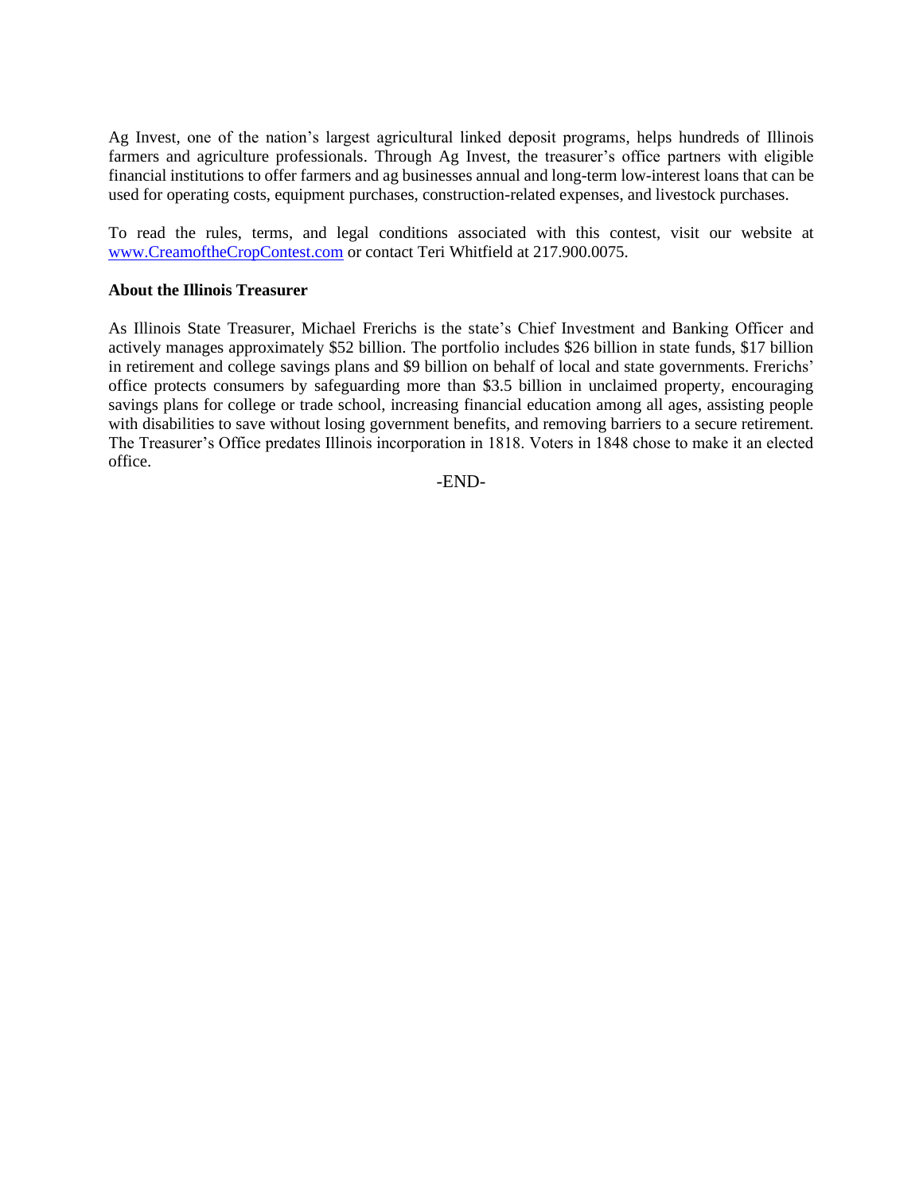Ag Invest, one of the nation's largest agricultural linked deposit programs, helps hundreds of Illinois farmers and agriculture professionals. Through Ag Invest, the treasurer's office partners with eligible financial institutions to offer farmers and ag businesses annual and long-term low-interest loans that can be used for operating costs, equipment purchases, construction-related expenses, and livestock purchases.

To read the rules, terms, and legal conditions associated with this contest, visit our website at [www.CreamoftheCropContest.com](www.CreamoftheCropContest.com) or contact Teri Whitfield at 217.900.0075.

**About the Illinois Treasurer**

As Illinois State Treasurer, Michael Frerichs is the state's Chief Investment and Banking Officer and actively manages approximately $52 billion. The portfolio includes $26 billion in state funds, $17 billion in retirement and college savings plans and $9 billion on behalf of local and state governments. Frerichs' office protects consumers by safeguarding more than $3.5 billion in unclaimed property, encouraging savings plans for college or trade school, increasing financial education among all ages, assisting people with disabilities to save without losing government benefits, and removing barriers to a secure retirement. The Treasurer's Office predates Illinois incorporation in 1818. Voters in 1848 chose to make it an elected office.

-END-